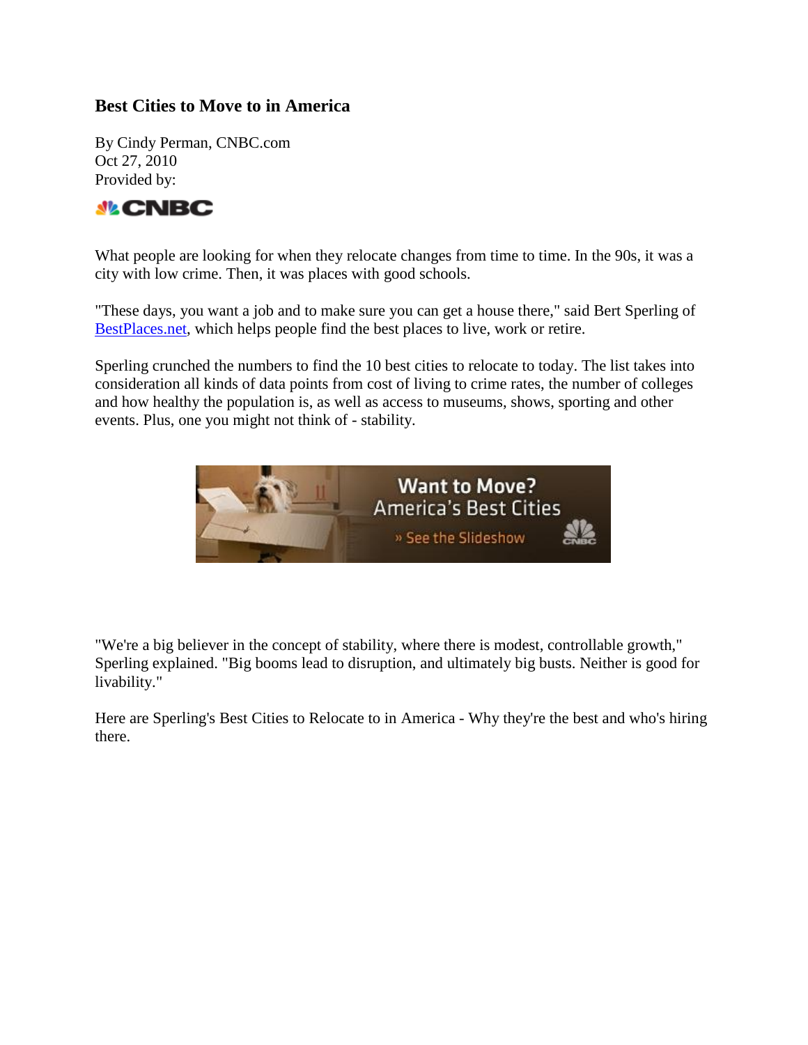# Best Cities to Move to in America

By Cindy Perman, CNBC.com
Oct 27, 2010
Provided by:

What people are looking for when they relocate changes from time to time. In the 90s, it was a city with low crime. Then, it was places with good schools.

"These days, you want a job and to make sure you can get a house there," said Bert Sperling of BestPlaces.net, which helps people find the best places to live, work or retire.

Sperling crunched the numbers to find the 10 best cities to relocate to today. The list takes into consideration all kinds of data points from cost of living to crime rates, the number of colleges and how healthy the population is, as well as access to museums, shows, sporting and other events. Plus, one you might not think of - stability.

"We're a big believer in the concept of stability, where there is modest, controllable growth," Sperling explained. "Big booms lead to disruption, and ultimately big busts. Neither is good for livability."

Here are Sperling's Best Cities to Relocate to in America - Why they're the best and who's hiring there.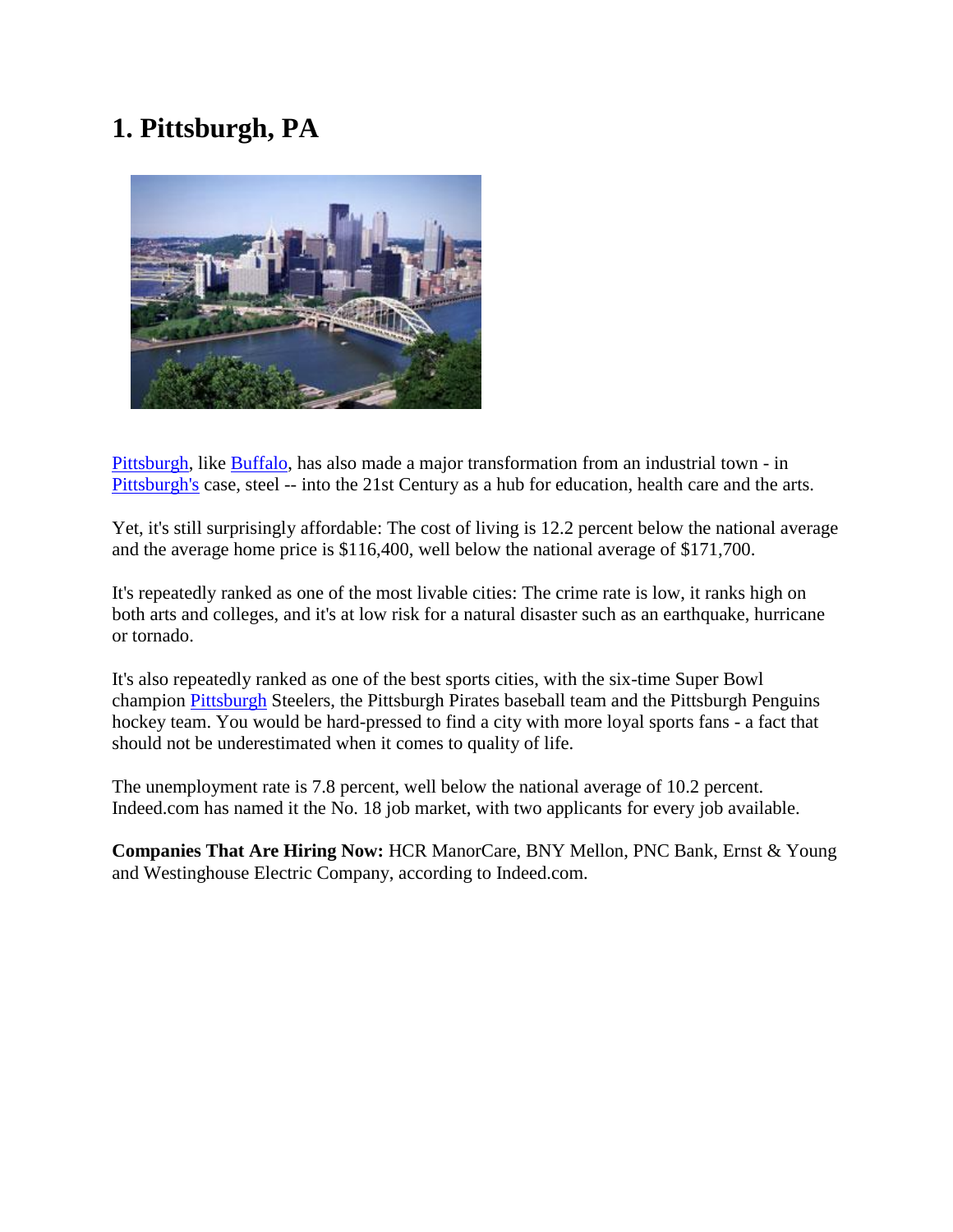# 1. Pittsburgh, PA

Pittsburgh, like Buffalo, has also made a major transformation from an industrial town - in Pittsburgh's case, steel -- into the 21st Century as a hub for education, health care and the arts.

Yet, it's still surprisingly affordable: The cost of living is 12.2 percent below the national average and the average home price is $116,400, well below the national average of $171,700.

It's repeatedly ranked as one of the most livable cities: The crime rate is low, it ranks high on both arts and colleges, and it's at low risk for a natural disaster such as an earthquake, hurricane or tornado.

It's also repeatedly ranked as one of the best sports cities, with the six-time Super Bowl champion Pittsburgh Steelers, the Pittsburgh Pirates baseball team and the Pittsburgh Penguins hockey team. You would be hard-pressed to find a city with more loyal sports fans - a fact that should not be underestimated when it comes to quality of life.

The unemployment rate is 7.8 percent, well below the national average of 10.2 percent. Indeed.com has named it the No. 18 job market, with two applicants for every job available.

**Companies That Are Hiring Now:** HCR ManorCare, BNY Mellon, PNC Bank, Ernst & Young and Westinghouse Electric Company, according to Indeed.com.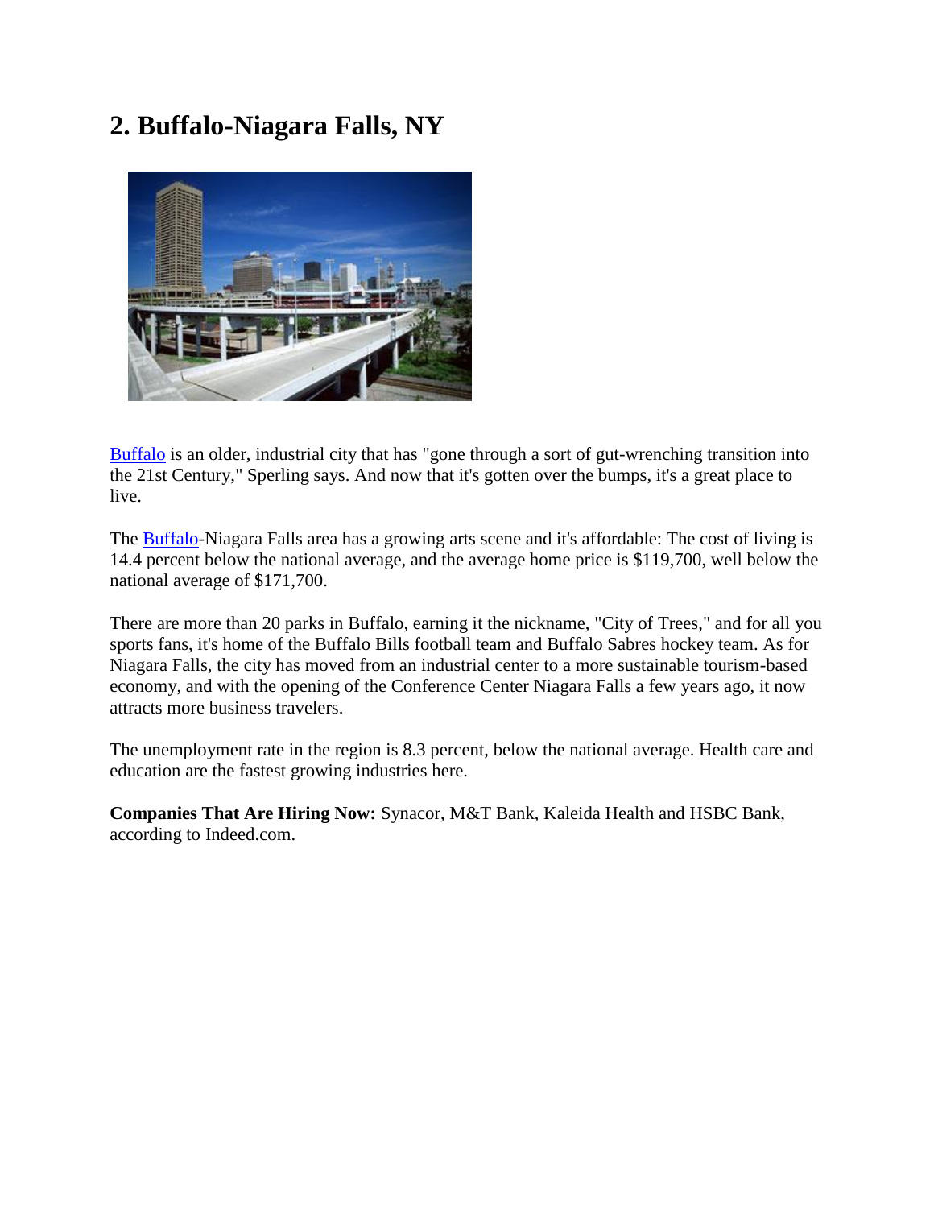## 2. Buffalo-Niagara Falls, NY

Buffalo is an older, industrial city that has "gone through a sort of gut-wrenching transition into the 21st Century," Sperling says. And now that it's gotten over the bumps, it's a great place to live.

The Buffalo-Niagara Falls area has a growing arts scene and it's affordable: The cost of living is 14.4 percent below the national average, and the average home price is $119,700, well below the national average of $171,700.

There are more than 20 parks in Buffalo, earning it the nickname, "City of Trees," and for all you sports fans, it's home of the Buffalo Bills football team and Buffalo Sabres hockey team. As for Niagara Falls, the city has moved from an industrial center to a more sustainable tourism-based economy, and with the opening of the Conference Center Niagara Falls a few years ago, it now attracts more business travelers.

The unemployment rate in the region is 8.3 percent, below the national average. Health care and education are the fastest growing industries here.

**Companies That Are Hiring Now:** Synacor, M&T Bank, Kaleida Health and HSBC Bank, according to Indeed.com.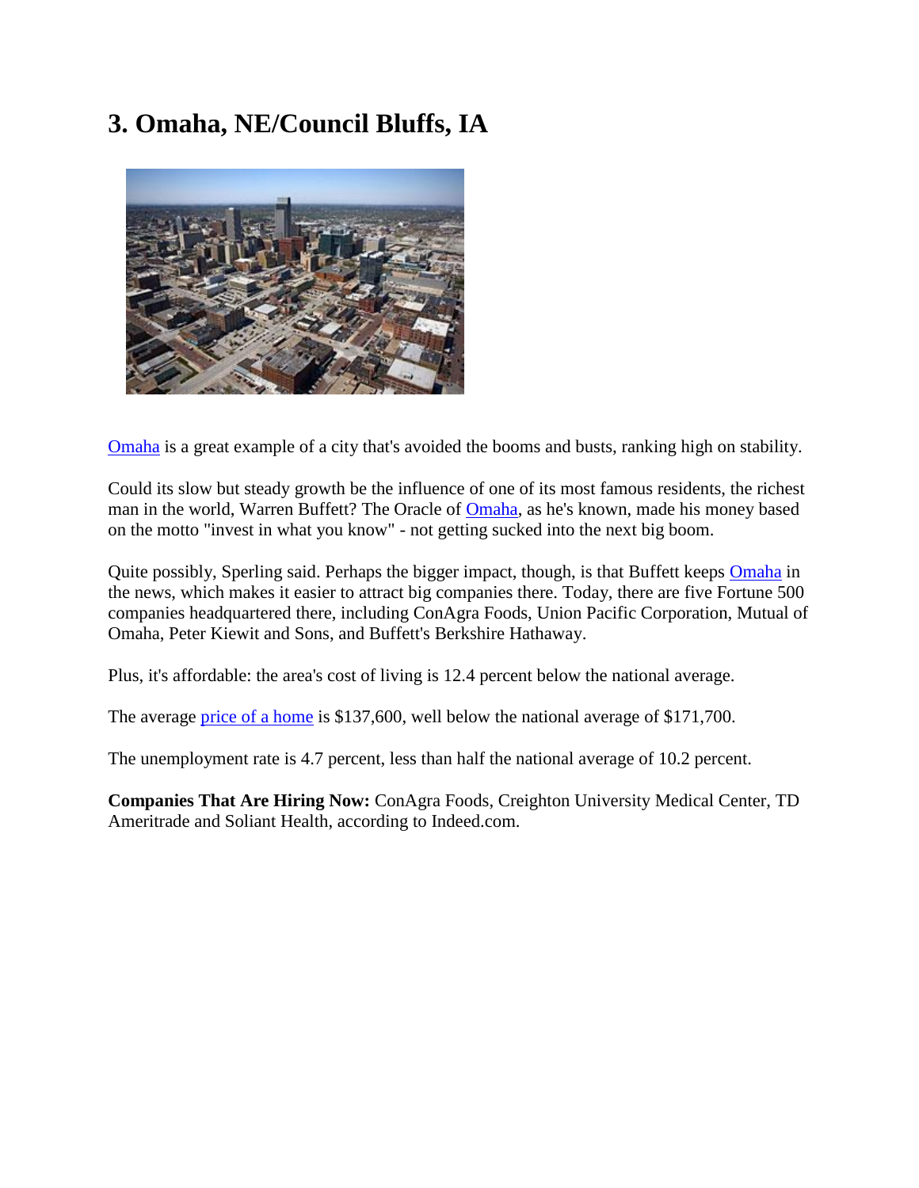# 3. Omaha, NE/Council Bluffs, IA

Omaha is a great example of a city that's avoided the booms and busts, ranking high on stability.

Could its slow but steady growth be the influence of one of its most famous residents, the richest man in the world, Warren Buffett? The Oracle of Omaha, as he's known, made his money based on the motto "invest in what you know" - not getting sucked into the next big boom.

Quite possibly, Sperling said. Perhaps the bigger impact, though, is that Buffett keeps Omaha in the news, which makes it easier to attract big companies there. Today, there are five Fortune 500 companies headquartered there, including ConAgra Foods, Union Pacific Corporation, Mutual of Omaha, Peter Kiewit and Sons, and Buffett's Berkshire Hathaway.

Plus, it's affordable: the area's cost of living is 12.4 percent below the national average.

The average price of a home is $137,600, well below the national average of $171,700.

The unemployment rate is 4.7 percent, less than half the national average of 10.2 percent.

**Companies That Are Hiring Now:** ConAgra Foods, Creighton University Medical Center, TD Ameritrade and Soliant Health, according to Indeed.com.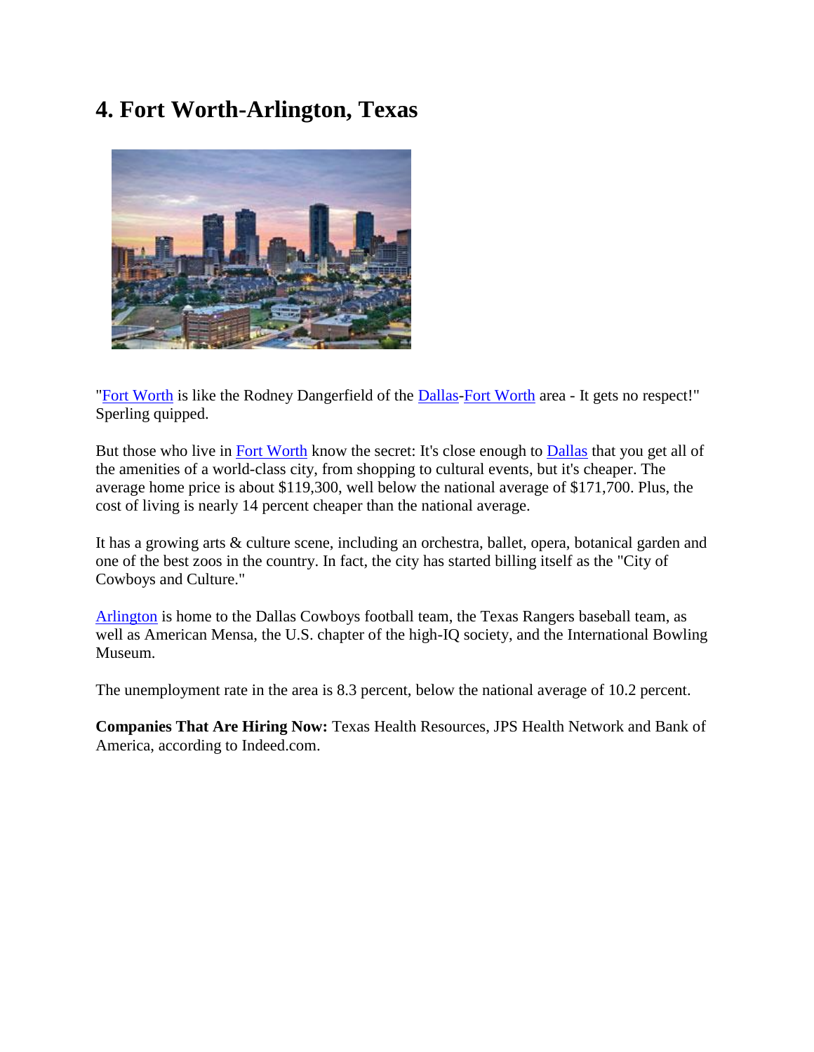## 4. Fort Worth-Arlington, Texas

"Fort Worth is like the Rodney Dangerfield of the Dallas-Fort Worth area - It gets no respect!" Sperling quipped.

But those who live in Fort Worth know the secret: It's close enough to Dallas that you get all of the amenities of a world-class city, from shopping to cultural events, but it's cheaper. The average home price is about $119,300, well below the national average of $171,700. Plus, the cost of living is nearly 14 percent cheaper than the national average.

It has a growing arts & culture scene, including an orchestra, ballet, opera, botanical garden and one of the best zoos in the country. In fact, the city has started billing itself as the "City of Cowboys and Culture."

Arlington is home to the Dallas Cowboys football team, the Texas Rangers baseball team, as well as American Mensa, the U.S. chapter of the high-IQ society, and the International Bowling Museum.

The unemployment rate in the area is 8.3 percent, below the national average of 10.2 percent.

**Companies That Are Hiring Now:** Texas Health Resources, JPS Health Network and Bank of America, according to Indeed.com.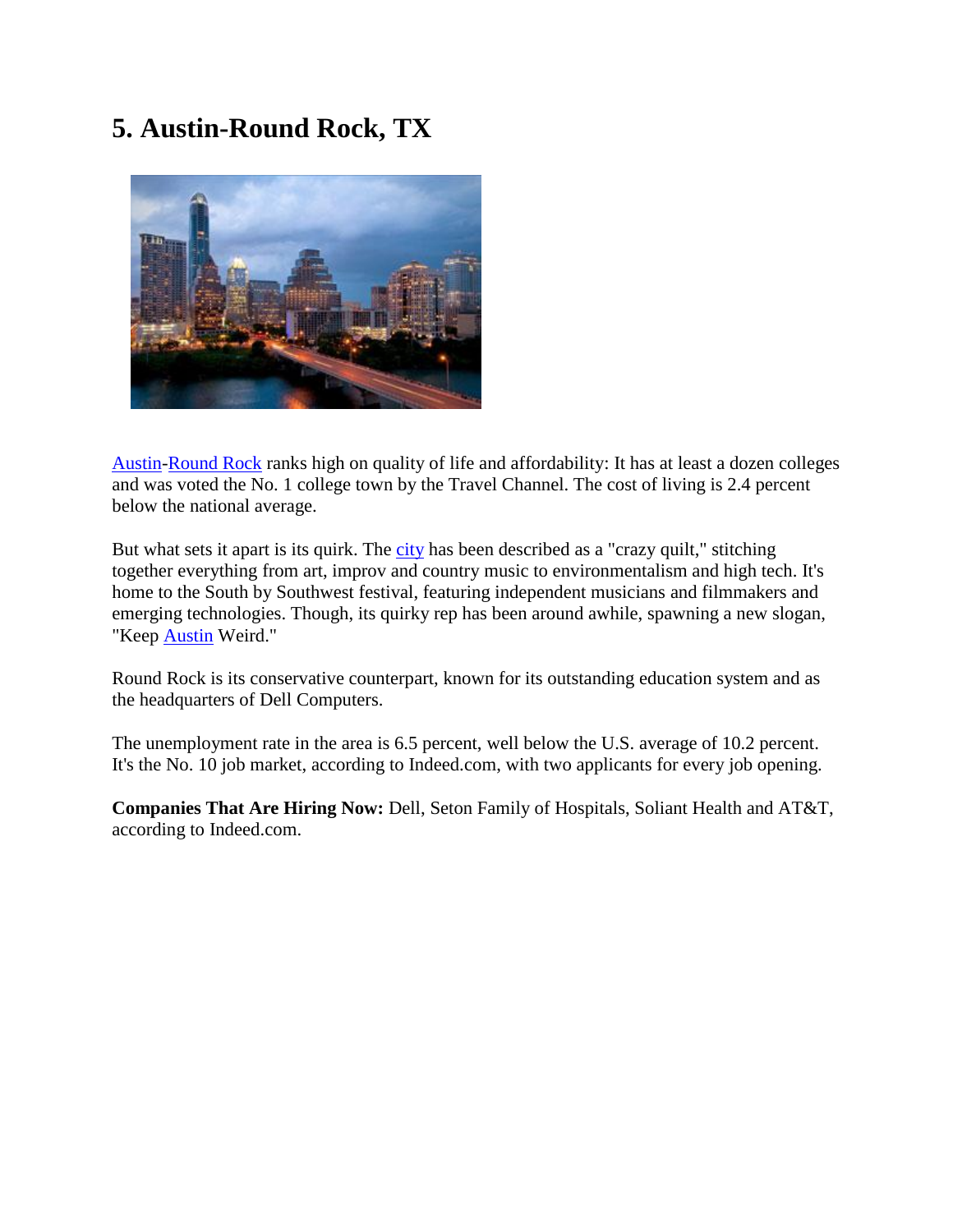## 5. Austin-Round Rock, TX

Austin-Round Rock ranks high on quality of life and affordability: It has at least a dozen colleges and was voted the No. 1 college town by the Travel Channel. The cost of living is 2.4 percent below the national average.

But what sets it apart is its quirk. The city has been described as a "crazy quilt," stitching together everything from art, improv and country music to environmentalism and high tech. It's home to the South by Southwest festival, featuring independent musicians and filmmakers and emerging technologies. Though, its quirky rep has been around awhile, spawning a new slogan, "Keep Austin Weird."

Round Rock is its conservative counterpart, known for its outstanding education system and as the headquarters of Dell Computers.

The unemployment rate in the area is 6.5 percent, well below the U.S. average of 10.2 percent. It's the No. 10 job market, according to Indeed.com, with two applicants for every job opening.

**Companies That Are Hiring Now:** Dell, Seton Family of Hospitals, Soliant Health and AT&T, according to Indeed.com.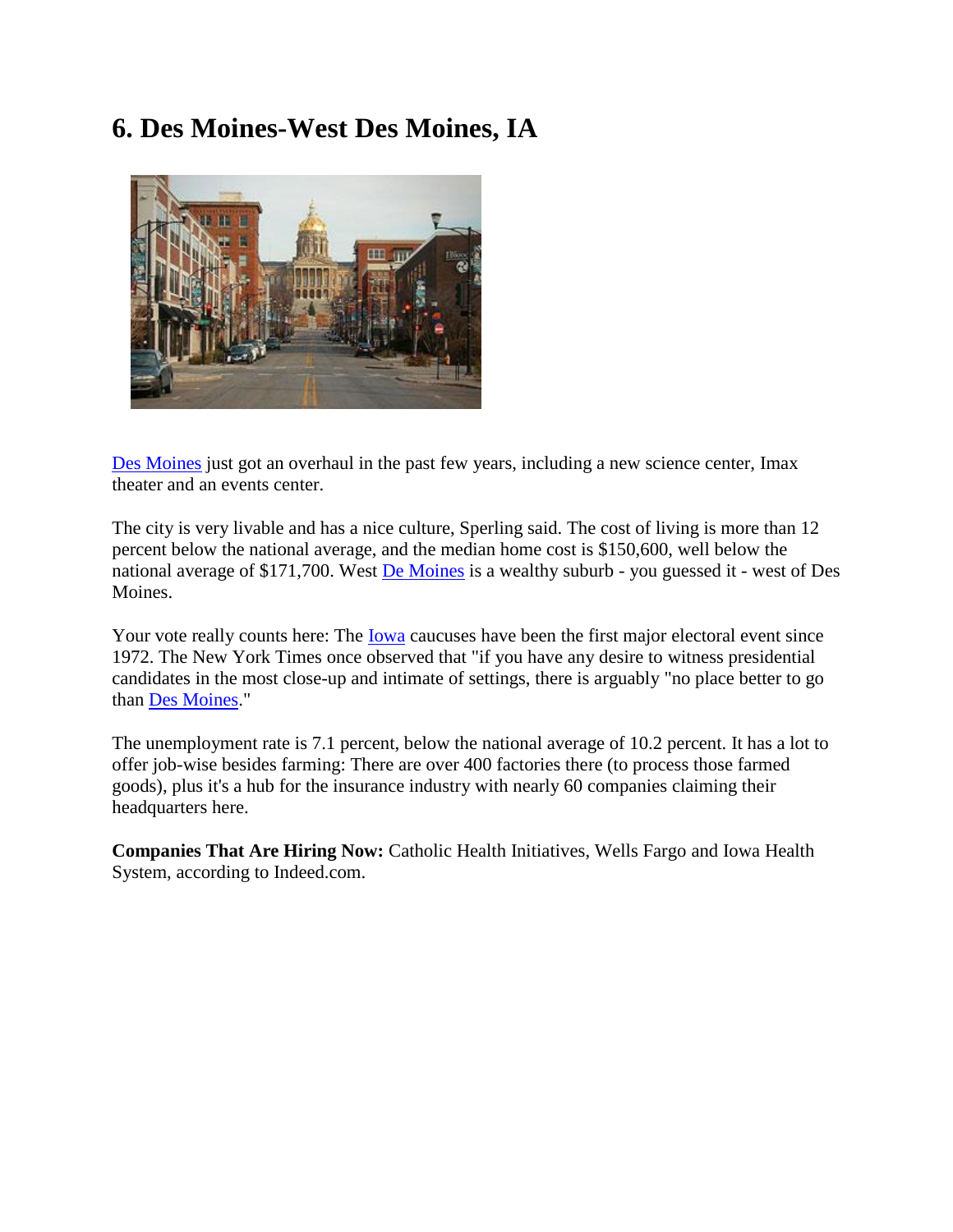## 6. Des Moines-West Des Moines, IA

Des Moines just got an overhaul in the past few years, including a new science center, Imax theater and an events center.

The city is very livable and has a nice culture, Sperling said. The cost of living is more than 12 percent below the national average, and the median home cost is $150,600, well below the national average of $171,700. West De Moines is a wealthy suburb - you guessed it - west of Des Moines.

Your vote really counts here: The Iowa caucuses have been the first major electoral event since 1972. The New York Times once observed that "if you have any desire to witness presidential candidates in the most close-up and intimate of settings, there is arguably "no place better to go than Des Moines."

The unemployment rate is 7.1 percent, below the national average of 10.2 percent. It has a lot to offer job-wise besides farming: There are over 400 factories there (to process those farmed goods), plus it's a hub for the insurance industry with nearly 60 companies claiming their headquarters here.

**Companies That Are Hiring Now:** Catholic Health Initiatives, Wells Fargo and Iowa Health System, according to Indeed.com.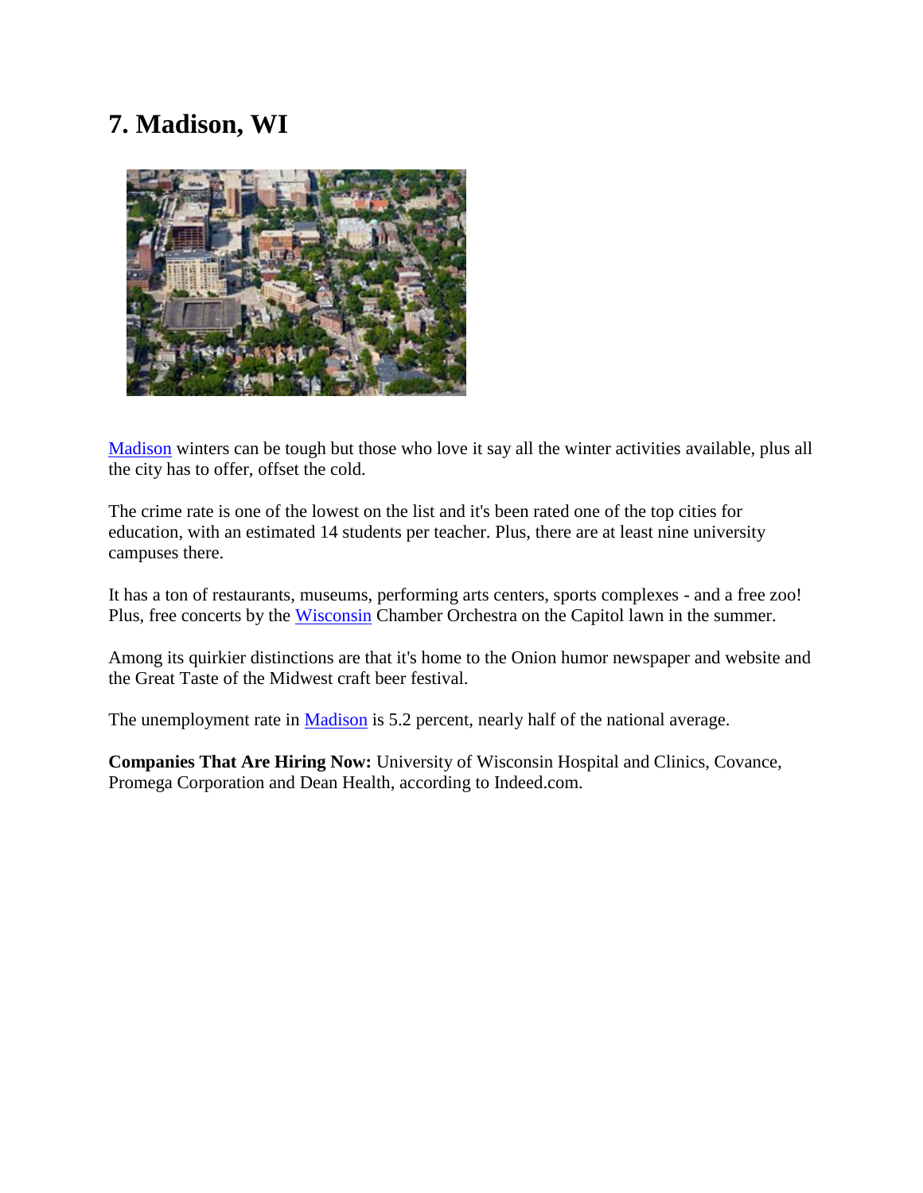## 7. Madison, WI

Madison winters can be tough but those who love it say all the winter activities available, plus all the city has to offer, offset the cold.

The crime rate is one of the lowest on the list and it's been rated one of the top cities for education, with an estimated 14 students per teacher. Plus, there are at least nine university campuses there.

It has a ton of restaurants, museums, performing arts centers, sports complexes - and a free zoo! Plus, free concerts by the Wisconsin Chamber Orchestra on the Capitol lawn in the summer.

Among its quirkier distinctions are that it's home to the Onion humor newspaper and website and the Great Taste of the Midwest craft beer festival.

The unemployment rate in Madison is 5.2 percent, nearly half of the national average.

**Companies That Are Hiring Now:** University of Wisconsin Hospital and Clinics, Covance, Promega Corporation and Dean Health, according to Indeed.com.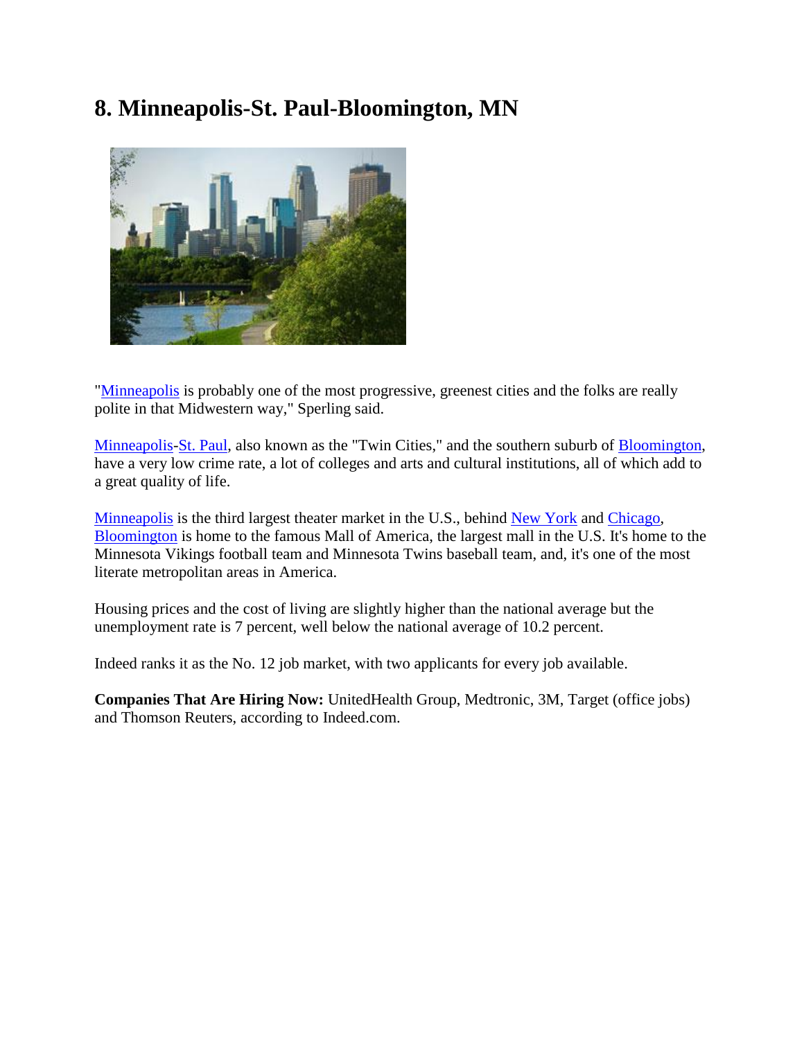## 8. Minneapolis-St. Paul-Bloomington, MN

"Minneapolis is probably one of the most progressive, greenest cities and the folks are really polite in that Midwestern way," Sperling said.

Minneapolis-St. Paul, also known as the "Twin Cities," and the southern suburb of Bloomington, have a very low crime rate, a lot of colleges and arts and cultural institutions, all of which add to a great quality of life.

Minneapolis is the third largest theater market in the U.S., behind New York and Chicago, Bloomington is home to the famous Mall of America, the largest mall in the U.S. It's home to the Minnesota Vikings football team and Minnesota Twins baseball team, and, it's one of the most literate metropolitan areas in America.

Housing prices and the cost of living are slightly higher than the national average but the unemployment rate is 7 percent, well below the national average of 10.2 percent.

Indeed ranks it as the No. 12 job market, with two applicants for every job available.

**Companies That Are Hiring Now:** UnitedHealth Group, Medtronic, 3M, Target (office jobs) and Thomson Reuters, according to Indeed.com.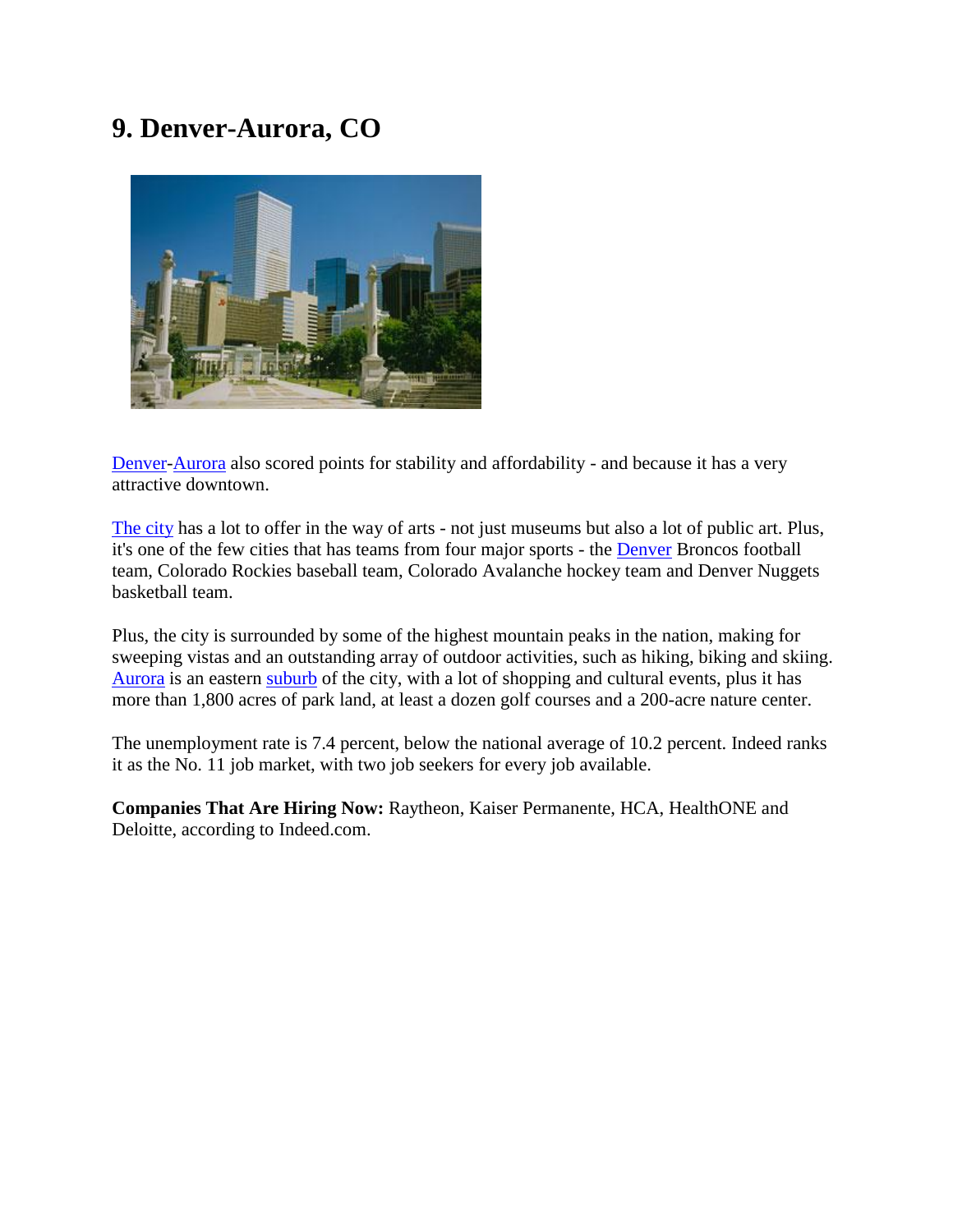## 9. Denver-Aurora, CO

Denver-Aurora also scored points for stability and affordability - and because it has a very attractive downtown.

The city has a lot to offer in the way of arts - not just museums but also a lot of public art. Plus, it's one of the few cities that has teams from four major sports - the Denver Broncos football team, Colorado Rockies baseball team, Colorado Avalanche hockey team and Denver Nuggets basketball team.

Plus, the city is surrounded by some of the highest mountain peaks in the nation, making for sweeping vistas and an outstanding array of outdoor activities, such as hiking, biking and skiing. Aurora is an eastern suburb of the city, with a lot of shopping and cultural events, plus it has more than 1,800 acres of park land, at least a dozen golf courses and a 200-acre nature center.

The unemployment rate is 7.4 percent, below the national average of 10.2 percent. Indeed ranks it as the No. 11 job market, with two job seekers for every job available.

**Companies That Are Hiring Now:** Raytheon, Kaiser Permanente, HCA, HealthONE and Deloitte, according to Indeed.com.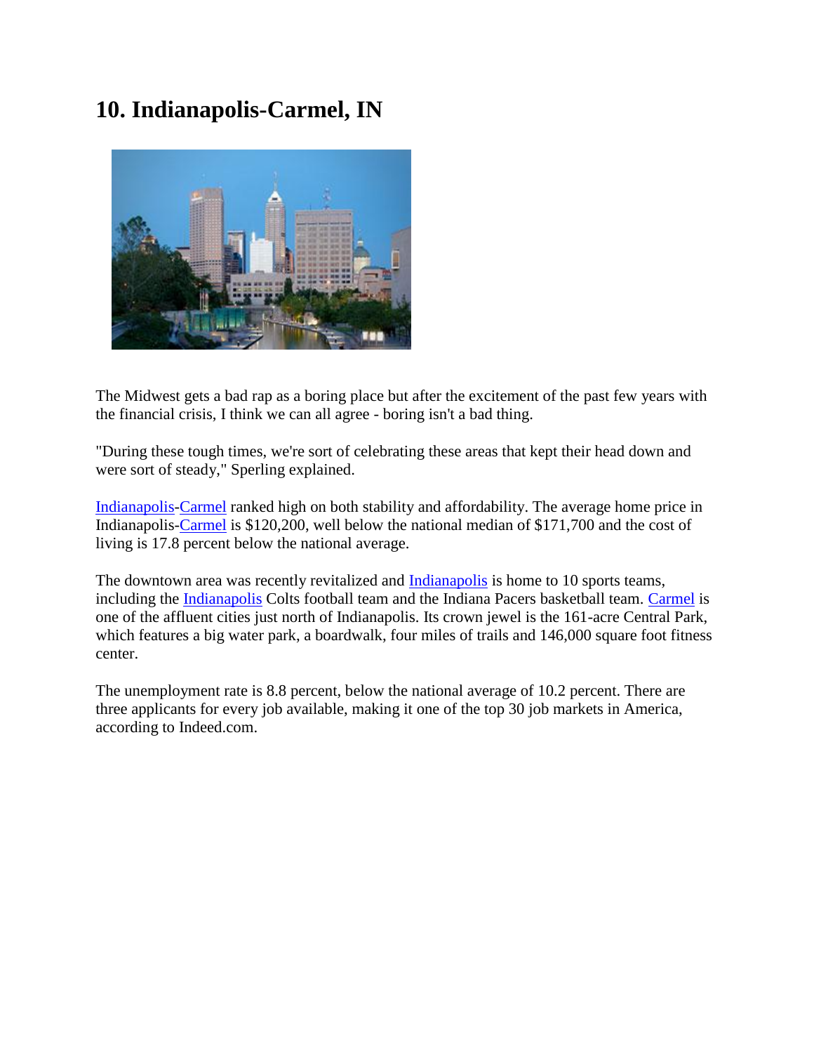## 10. Indianapolis-Carmel, IN

The Midwest gets a bad rap as a boring place but after the excitement of the past few years with the financial crisis, I think we can all agree - boring isn't a bad thing.

"During these tough times, we're sort of celebrating these areas that kept their head down and were sort of steady," Sperling explained.

Indianapolis-Carmel ranked high on both stability and affordability. The average home price in Indianapolis-Carmel is $120,200, well below the national median of $171,700 and the cost of living is 17.8 percent below the national average.

The downtown area was recently revitalized and Indianapolis is home to 10 sports teams, including the Indianapolis Colts football team and the Indiana Pacers basketball team. Carmel is one of the affluent cities just north of Indianapolis. Its crown jewel is the 161-acre Central Park, which features a big water park, a boardwalk, four miles of trails and 146,000 square foot fitness center.

The unemployment rate is 8.8 percent, below the national average of 10.2 percent. There are three applicants for every job available, making it one of the top 30 job markets in America, according to Indeed.com.